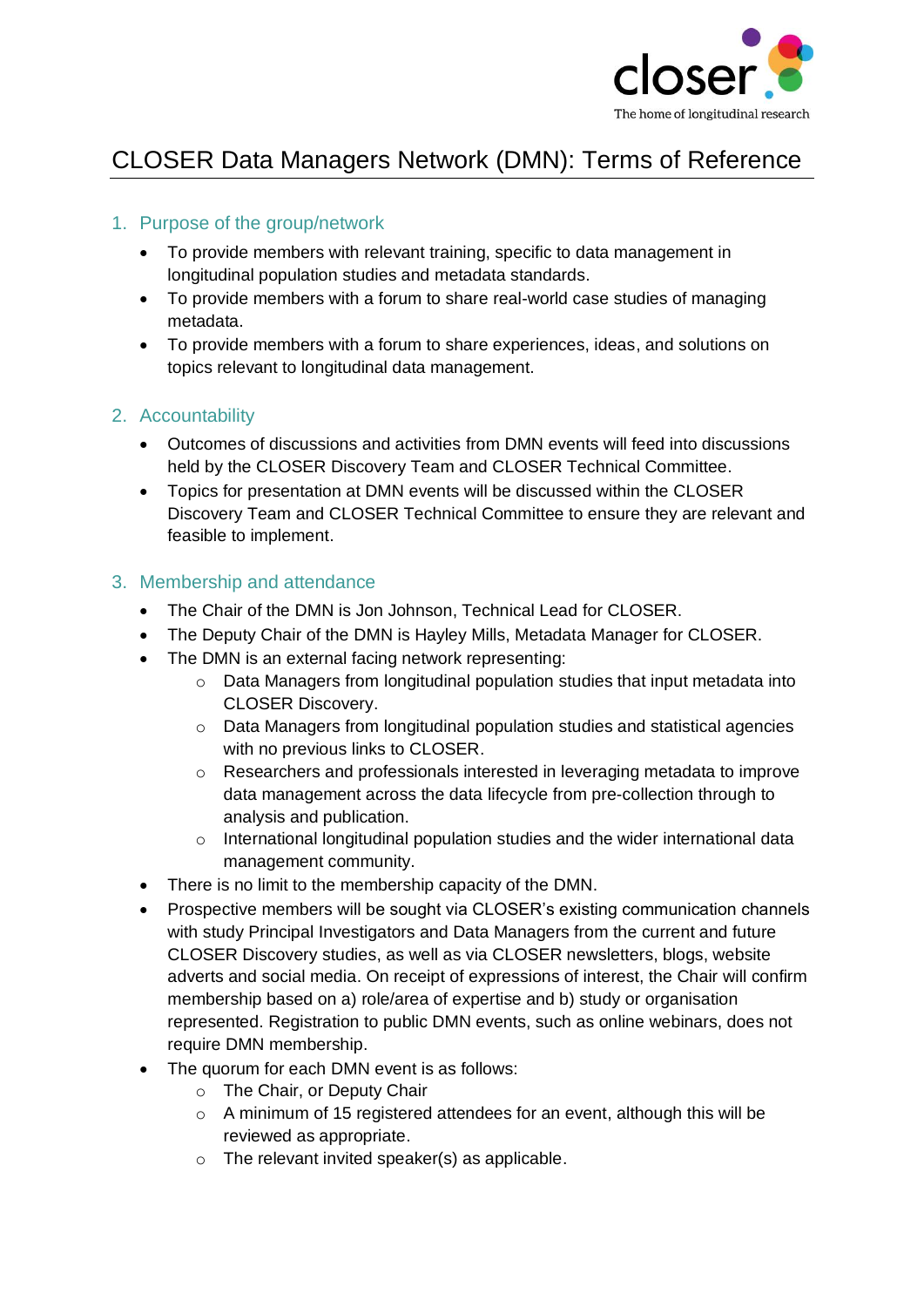closer

The home of longitudinal research

# CLOSER Data Managers Network (DMN): Terms of Reference

## 1. Purpose of the group/network

- To provide members with relevant training, specific to data management in longitudinal population studies and metadata standards.
- To provide members with a forum to share real-world case studies of managing metadata.
- To provide members with a forum to share experiences, ideas, and solutions on topics relevant to longitudinal data management.

## 2. Accountability

- Outcomes of discussions and activities from DMN events will feed into discussions held by the CLOSER Discovery Team and CLOSER Technical Committee.
- Topics for presentation at DMN events will be discussed within the CLOSER Discovery Team and CLOSER Technical Committee to ensure they are relevant and feasible to implement.

## 3. Membership and attendance

- The Chair of the DMN is Jon Johnson, Technical Lead for CLOSER.
- The Deputy Chair of the DMN is Hayley Mills, Metadata Manager for CLOSER.
- The DMN is an external facing network representing:
  - Data Managers from longitudinal population studies that input metadata into CLOSER Discovery.
  - Data Managers from longitudinal population studies and statistical agencies with no previous links to CLOSER.
  - Researchers and professionals interested in leveraging metadata to improve data management across the data lifecycle from pre-collection through to analysis and publication.
  - International longitudinal population studies and the wider international data management community.
- There is no limit to the membership capacity of the DMN.
- Prospective members will be sought via CLOSER's existing communication channels with study Principal Investigators and Data Managers from the current and future CLOSER Discovery studies, as well as via CLOSER newsletters, blogs, website adverts and social media. On receipt of expressions of interest, the Chair will confirm membership based on a) role/area of expertise and b) study or organisation represented. Registration to public DMN events, such as online webinars, does not require DMN membership.
- The quorum for each DMN event is as follows:
  - The Chair, or Deputy Chair
  - A minimum of 15 registered attendees for an event, although this will be reviewed as appropriate.
  - The relevant invited speaker(s) as applicable.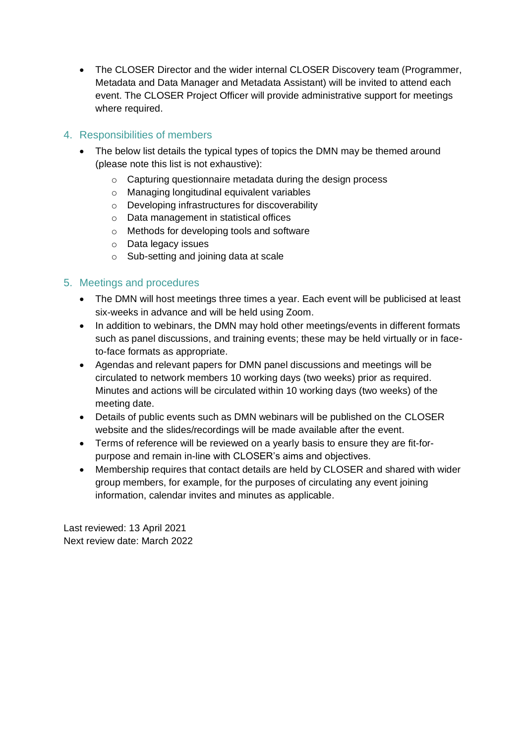- The CLOSER Director and the wider internal CLOSER Discovery team (Programmer, Metadata and Data Manager and Metadata Assistant) will be invited to attend each event. The CLOSER Project Officer will provide administrative support for meetings where required.

## 4. Responsibilities of members

- The below list details the typical types of topics the DMN may be themed around (please note this list is not exhaustive):
  - Capturing questionnaire metadata during the design process
  - Managing longitudinal equivalent variables
  - Developing infrastructures for discoverability
  - Data management in statistical offices
  - Methods for developing tools and software
  - Data legacy issues
  - Sub-setting and joining data at scale

## 5. Meetings and procedures

- The DMN will host meetings three times a year. Each event will be publicised at least six-weeks in advance and will be held using Zoom.
- In addition to webinars, the DMN may hold other meetings/events in different formats such as panel discussions, and training events; these may be held virtually or in face-to-face formats as appropriate.
- Agendas and relevant papers for DMN panel discussions and meetings will be circulated to network members 10 working days (two weeks) prior as required. Minutes and actions will be circulated within 10 working days (two weeks) of the meeting date.
- Details of public events such as DMN webinars will be published on the CLOSER website and the slides/recordings will be made available after the event.
- Terms of reference will be reviewed on a yearly basis to ensure they are fit-for-purpose and remain in-line with CLOSER's aims and objectives.
- Membership requires that contact details are held by CLOSER and shared with wider group members, for example, for the purposes of circulating any event joining information, calendar invites and minutes as applicable.

Last reviewed: 13 April 2021
Next review date: March 2022